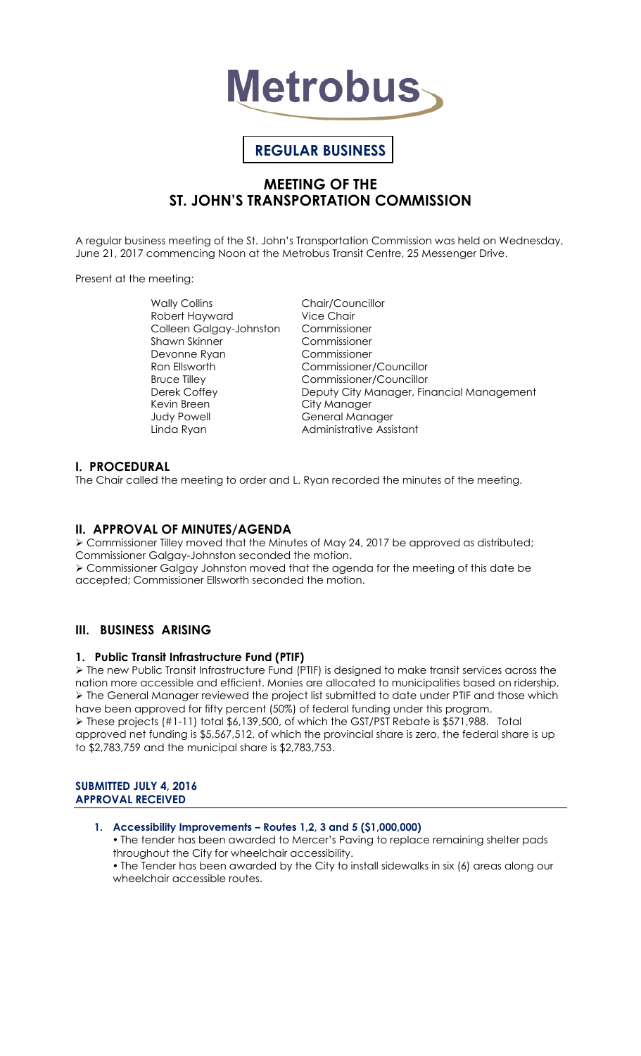# Metrobus

**REGULAR BUSINESS**

## MEETING OF THE ST. JOHN'S TRANSPORTATION COMMISSION

A regular business meeting of the St. John's Transportation Commission was held on Wednesday, June 21, 2017 commencing Noon at the Metrobus Transit Centre, 25 Messenger Drive.

Present at the meeting:

| | |
|---|---|
| Wally Collins | Chair/Councillor |
| Robert Hayward | Vice Chair |
| Colleen Galgay-Johnston | Commissioner |
| Shawn Skinner | Commissioner |
| Devonne Ryan | Commissioner |
| Ron Ellsworth | Commissioner/Councillor |
| Bruce Tilley | Commissioner/Councillor |
| Derek Coffey | Deputy City Manager, Financial Management |
| Kevin Breen | City Manager |
| Judy Powell | General Manager |
| Linda Ryan | Administrative Assistant |

## I. PROCEDURAL

The Chair called the meeting to order and L. Ryan recorded the minutes of the meeting.

## II. APPROVAL OF MINUTES/AGENDA

- Commissioner Tilley moved that the Minutes of May 24, 2017 be approved as distributed; Commissioner Galgay-Johnston seconded the motion.
- Commissioner Galgay Johnston moved that the agenda for the meeting of this date be accepted; Commissioner Ellsworth seconded the motion.

## III. BUSINESS ARISING

### 1. Public Transit Infrastructure Fund (PTIF)

- The new Public Transit Infrastructure Fund (PTIF) is designed to make transit services across the nation more accessible and efficient. Monies are allocated to municipalities based on ridership.
- The General Manager reviewed the project list submitted to date under PTIF and those which have been approved for fifty percent (50%) of federal funding under this program.
- These projects (#1-11) total $6,139,500, of which the GST/PST Rebate is $571,988. Total approved net funding is $5,567,512, of which the provincial share is zero, the federal share is up to $2,783,759 and the municipal share is $2,783,753.

**SUBMITTED JULY 4, 2016**
**APPROVAL RECEIVED**

1. **Accessibility Improvements – Routes 1,2, 3 and 5 ($1,000,000)**
   - The tender has been awarded to Mercer's Paving to replace remaining shelter pads throughout the City for wheelchair accessibility.
   - The Tender has been awarded by the City to install sidewalks in six (6) areas along our wheelchair accessible routes.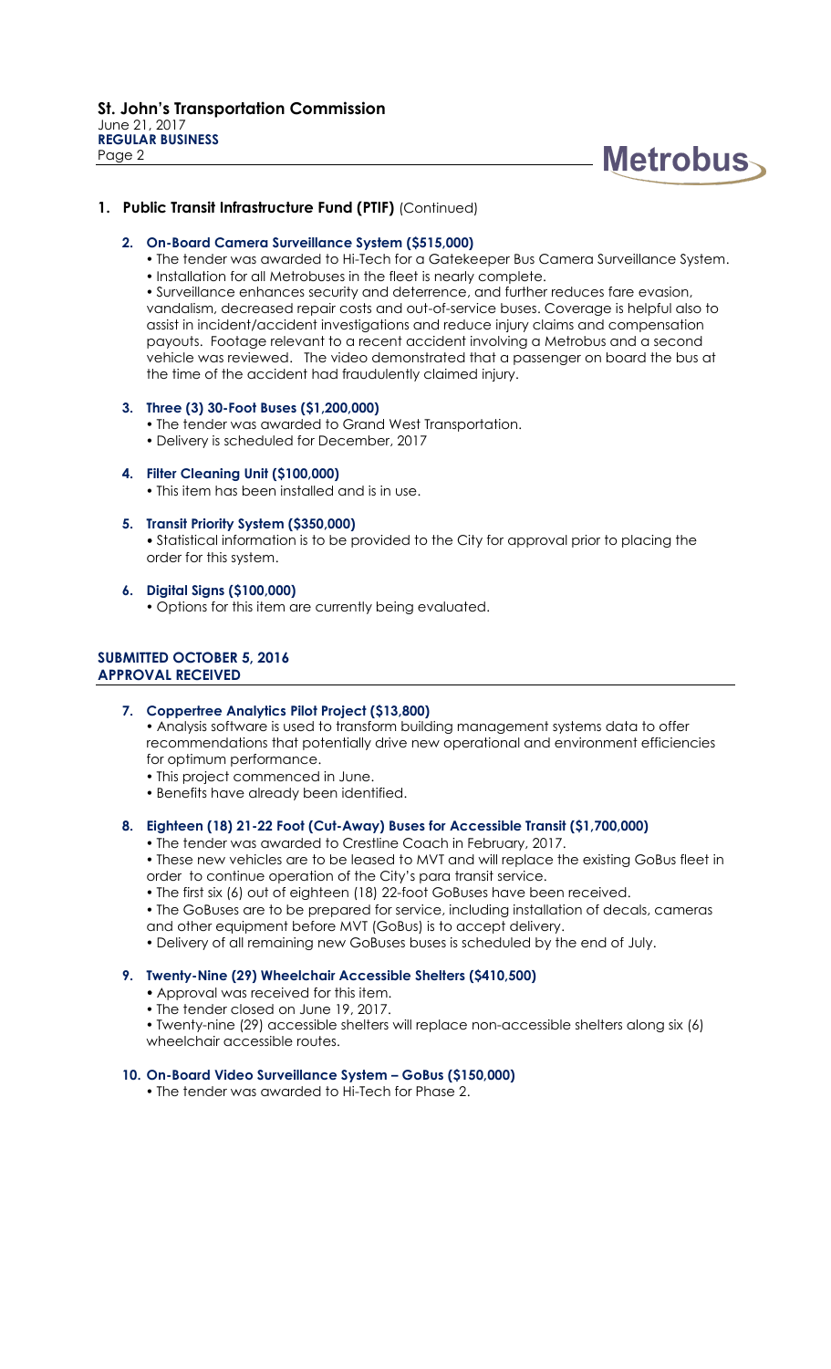## 1. Public Transit Infrastructure Fund (PTIF) (Continued)

### 2. On-Board Camera Surveillance System ($515,000)

- The tender was awarded to Hi-Tech for a Gatekeeper Bus Camera Surveillance System.
- Installation for all Metrobuses in the fleet is nearly complete.
- Surveillance enhances security and deterrence, and further reduces fare evasion, vandalism, decreased repair costs and out-of-service buses. Coverage is helpful also to assist in incident/accident investigations and reduce injury claims and compensation payouts. Footage relevant to a recent accident involving a Metrobus and a second vehicle was reviewed. The video demonstrated that a passenger on board the bus at the time of the accident had fraudulently claimed injury.

### 3. Three (3) 30-Foot Buses ($1,200,000)

- The tender was awarded to Grand West Transportation.
- Delivery is scheduled for December, 2017

### 4. Filter Cleaning Unit ($100,000)

- This item has been installed and is in use.

### 5. Transit Priority System ($350,000)

- Statistical information is to be provided to the City for approval prior to placing the order for this system.

### 6. Digital Signs ($100,000)

- Options for this item are currently being evaluated.

## SUBMITTED OCTOBER 5, 2016
## APPROVAL RECEIVED

### 7. Coppertree Analytics Pilot Project ($13,800)

- Analysis software is used to transform building management systems data to offer recommendations that potentially drive new operational and environment efficiencies for optimum performance.
- This project commenced in June.
- Benefits have already been identified.

### 8. Eighteen (18) 21-22 Foot (Cut-Away) Buses for Accessible Transit ($1,700,000)

- The tender was awarded to Crestline Coach in February, 2017.
- These new vehicles are to be leased to MVT and will replace the existing GoBus fleet in order to continue operation of the City's para transit service.
- The first six (6) out of eighteen (18) 22-foot GoBuses have been received.
- The GoBuses are to be prepared for service, including installation of decals, cameras and other equipment before MVT (GoBus) is to accept delivery.
- Delivery of all remaining new GoBuses buses is scheduled by the end of July.

### 9. Twenty-Nine (29) Wheelchair Accessible Shelters ($410,500)

- Approval was received for this item.
- The tender closed on June 19, 2017.
- Twenty-nine (29) accessible shelters will replace non-accessible shelters along six (6) wheelchair accessible routes.

### 10. On-Board Video Surveillance System – GoBus ($150,000)

- The tender was awarded to Hi-Tech for Phase 2.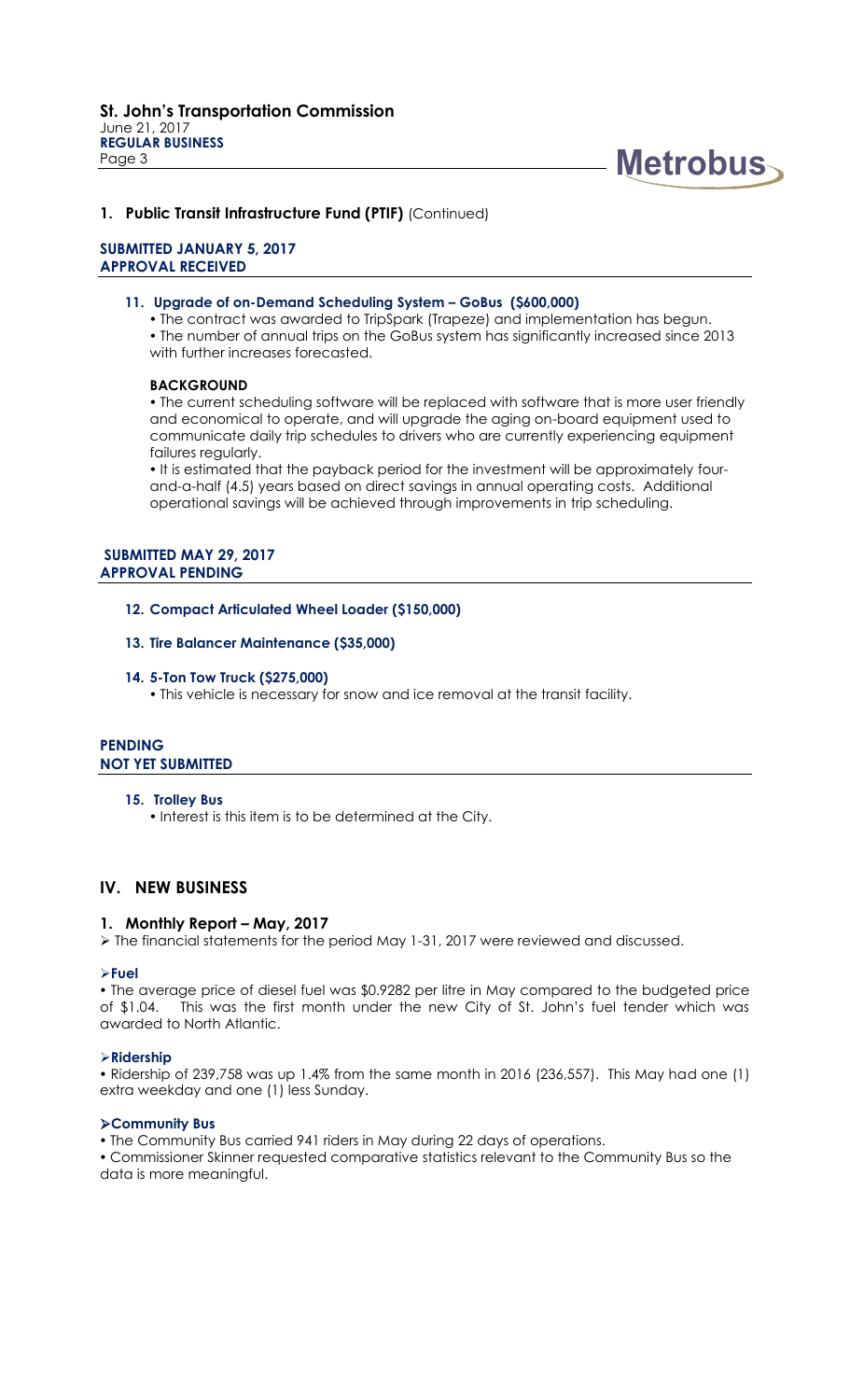## 1. Public Transit Infrastructure Fund (PTIF) (Continued)

**SUBMITTED JANUARY 5, 2017**
**APPROVAL RECEIVED**

### 11. Upgrade of on-Demand Scheduling System – GoBus ($600,000)

- The contract was awarded to TripSpark (Trapeze) and implementation has begun.
- The number of annual trips on the GoBus system has significantly increased since 2013 with further increases forecasted.

**BACKGROUND**

- The current scheduling software will be replaced with software that is more user friendly and economical to operate, and will upgrade the aging on-board equipment used to communicate daily trip schedules to drivers who are currently experiencing equipment failures regularly.
- It is estimated that the payback period for the investment will be approximately four-and-a-half (4.5) years based on direct savings in annual operating costs. Additional operational savings will be achieved through improvements in trip scheduling.

**SUBMITTED MAY 29, 2017**
**APPROVAL PENDING**

### 12. Compact Articulated Wheel Loader ($150,000)

### 13. Tire Balancer Maintenance ($35,000)

### 14. 5-Ton Tow Truck ($275,000)

- This vehicle is necessary for snow and ice removal at the transit facility.

**PENDING**
**NOT YET SUBMITTED**

### 15. Trolley Bus

- Interest is this item is to be determined at the City.

## IV. NEW BUSINESS

### 1. Monthly Report – May, 2017

➢ The financial statements for the period May 1-31, 2017 were reviewed and discussed.

**➢Fuel**

- The average price of diesel fuel was $0.9282 per litre in May compared to the budgeted price of $1.04. This was the first month under the new City of St. John's fuel tender which was awarded to North Atlantic.

**➢Ridership**

- Ridership of 239,758 was up 1.4% from the same month in 2016 (236,557). This May had one (1) extra weekday and one (1) less Sunday.

**➢Community Bus**

- The Community Bus carried 941 riders in May during 22 days of operations.
- Commissioner Skinner requested comparative statistics relevant to the Community Bus so the data is more meaningful.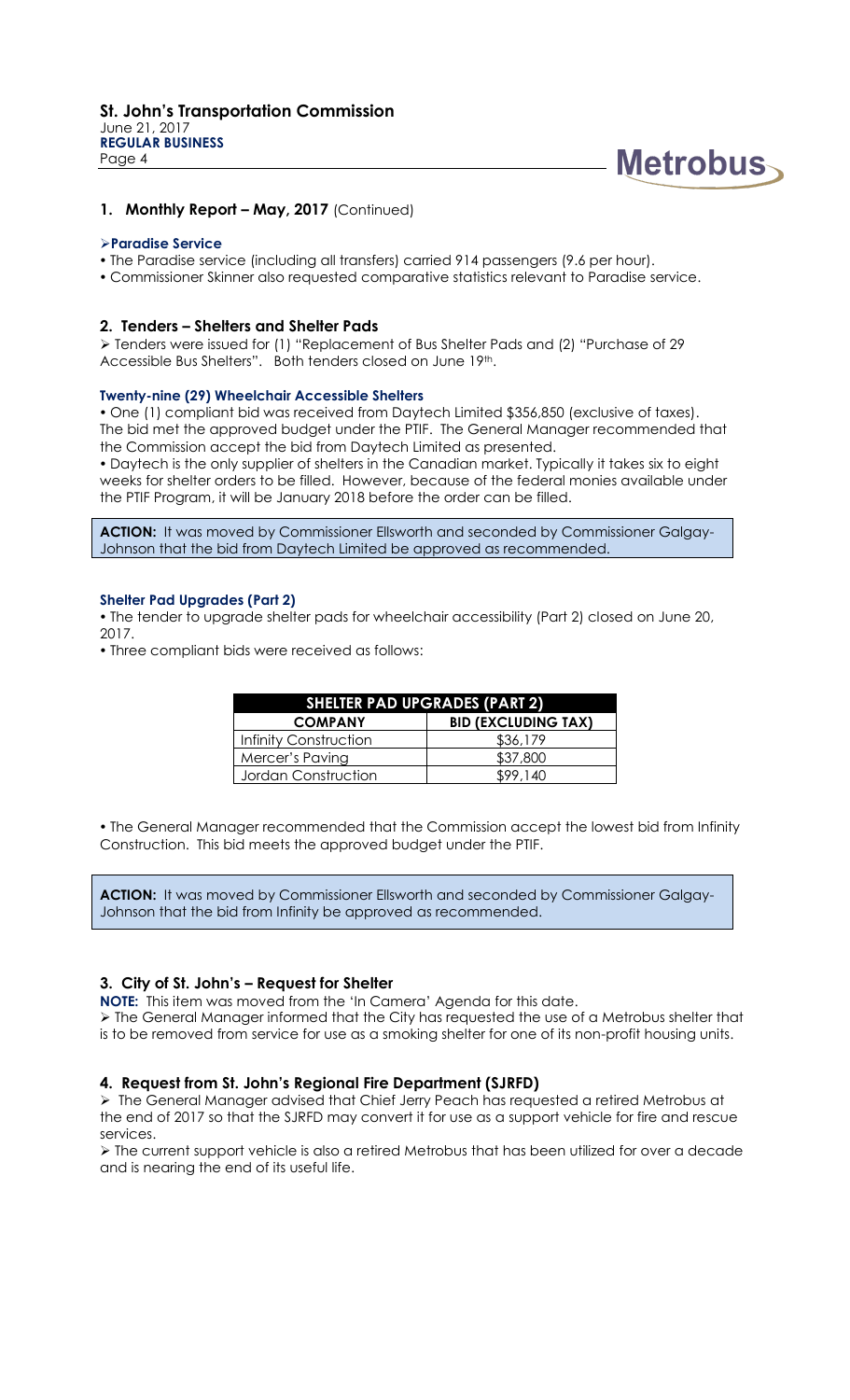## 1. Monthly Report – May, 2017 (Continued)

### ➢Paradise Service

- The Paradise service (including all transfers) carried 914 passengers (9.6 per hour).
- Commissioner Skinner also requested comparative statistics relevant to Paradise service.

## 2. Tenders – Shelters and Shelter Pads

➢ Tenders were issued for (1) "Replacement of Bus Shelter Pads and (2) "Purchase of 29 Accessible Bus Shelters". Both tenders closed on June 19th.

### Twenty-nine (29) Wheelchair Accessible Shelters

- One (1) compliant bid was received from Daytech Limited $356,850 (exclusive of taxes). The bid met the approved budget under the PTIF. The General Manager recommended that the Commission accept the bid from Daytech Limited as presented.
- Daytech is the only supplier of shelters in the Canadian market. Typically it takes six to eight weeks for shelter orders to be filled. However, because of the federal monies available under the PTIF Program, it will be January 2018 before the order can be filled.

**ACTION:** It was moved by Commissioner Ellsworth and seconded by Commissioner Galgay-Johnson that the bid from Daytech Limited be approved as recommended.

### Shelter Pad Upgrades (Part 2)

- The tender to upgrade shelter pads for wheelchair accessibility (Part 2) closed on June 20, 2017.
- Three compliant bids were received as follows:

| SHELTER PAD UPGRADES (PART 2) | |
|---|---|
| **COMPANY** | **BID (EXCLUDING TAX)** |
| Infinity Construction | $36,179 |
| Mercer's Paving | $37,800 |
| Jordan Construction | $99,140 |

- The General Manager recommended that the Commission accept the lowest bid from Infinity Construction. This bid meets the approved budget under the PTIF.

**ACTION:** It was moved by Commissioner Ellsworth and seconded by Commissioner Galgay-Johnson that the bid from Infinity be approved as recommended.

## 3. City of St. John's – Request for Shelter

**NOTE:** This item was moved from the 'In Camera' Agenda for this date.

➢ The General Manager informed that the City has requested the use of a Metrobus shelter that is to be removed from service for use as a smoking shelter for one of its non-profit housing units.

## 4. Request from St. John's Regional Fire Department (SJRFD)

➢ The General Manager advised that Chief Jerry Peach has requested a retired Metrobus at the end of 2017 so that the SJRFD may convert it for use as a support vehicle for fire and rescue services.

➢ The current support vehicle is also a retired Metrobus that has been utilized for over a decade and is nearing the end of its useful life.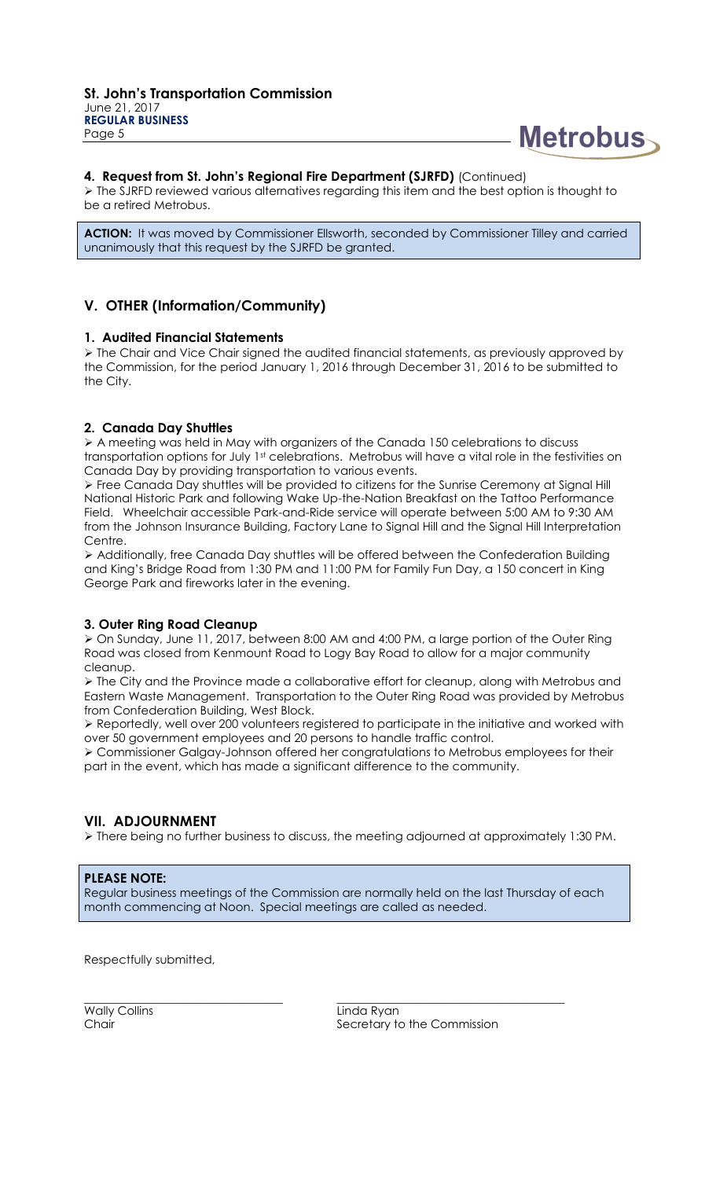**4. Request from St. John's Regional Fire Department (SJRFD)** (Continued)

➢ The SJRFD reviewed various alternatives regarding this item and the best option is thought to be a retired Metrobus.

**ACTION:** It was moved by Commissioner Ellsworth, seconded by Commissioner Tilley and carried unanimously that this request by the SJRFD be granted.

## V. OTHER (Information/Community)

### 1. Audited Financial Statements

➢ The Chair and Vice Chair signed the audited financial statements, as previously approved by the Commission, for the period January 1, 2016 through December 31, 2016 to be submitted to the City.

### 2. Canada Day Shuttles

➢ A meeting was held in May with organizers of the Canada 150 celebrations to discuss transportation options for July 1st celebrations. Metrobus will have a vital role in the festivities on Canada Day by providing transportation to various events.

➢ Free Canada Day shuttles will be provided to citizens for the Sunrise Ceremony at Signal Hill National Historic Park and following Wake Up-the-Nation Breakfast on the Tattoo Performance Field. Wheelchair accessible Park-and-Ride service will operate between 5:00 AM to 9:30 AM from the Johnson Insurance Building, Factory Lane to Signal Hill and the Signal Hill Interpretation Centre.

➢ Additionally, free Canada Day shuttles will be offered between the Confederation Building and King's Bridge Road from 1:30 PM and 11:00 PM for Family Fun Day, a 150 concert in King George Park and fireworks later in the evening.

### 3. Outer Ring Road Cleanup

➢ On Sunday, June 11, 2017, between 8:00 AM and 4:00 PM, a large portion of the Outer Ring Road was closed from Kenmount Road to Logy Bay Road to allow for a major community cleanup.

➢ The City and the Province made a collaborative effort for cleanup, along with Metrobus and Eastern Waste Management. Transportation to the Outer Ring Road was provided by Metrobus from Confederation Building, West Block.

➢ Reportedly, well over 200 volunteers registered to participate in the initiative and worked with over 50 government employees and 20 persons to handle traffic control.

➢ Commissioner Galgay-Johnson offered her congratulations to Metrobus employees for their part in the event, which has made a significant difference to the community.

## VII. ADJOURNMENT

➢ There being no further business to discuss, the meeting adjourned at approximately 1:30 PM.

**PLEASE NOTE:**
Regular business meetings of the Commission are normally held on the last Thursday of each month commencing at Noon. Special meetings are called as needed.

Respectfully submitted,

\_\_\_\_\_\_\_\_\_\_\_\_\_\_\_\_\_\_\_\_\_\_\_\_\_\_\_\_\_\_\_\_ \_\_\_\_\_\_\_\_\_\_\_\_\_\_\_\_\_\_\_\_\_\_\_\_\_\_\_\_\_\_\_\_

Wally Collins
Chair

Linda Ryan
Secretary to the Commission